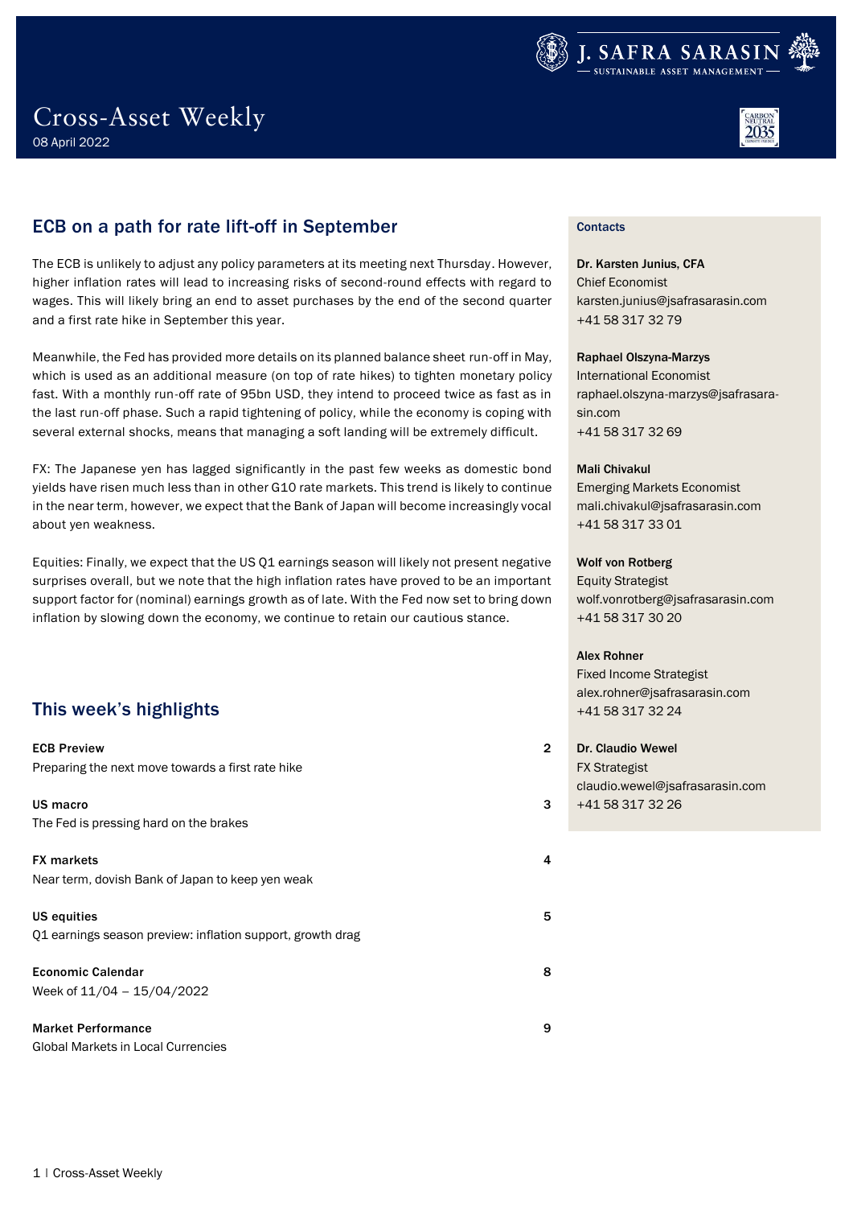# Cross-Asset Weekly

08 April 2022

## ECB on a path for rate lift-off in September

The ECB is unlikely to adjust any policy parameters at its meeting next Thursday. However, higher inflation rates will lead to increasing risks of second-round effects with regard to wages. This will likely bring an end to asset purchases by the end of the second quarter and a first rate hike in September this year.

Meanwhile, the Fed has provided more details on its planned balance sheet run-off in May, which is used as an additional measure (on top of rate hikes) to tighten monetary policy fast. With a monthly run-off rate of 95bn USD, they intend to proceed twice as fast as in the last run-off phase. Such a rapid tightening of policy, while the economy is coping with several external shocks, means that managing a soft landing will be extremely difficult.

FX: The Japanese yen has lagged significantly in the past few weeks as domestic bond yields have risen much less than in other G10 rate markets. This trend is likely to continue in the near term, however, we expect that the Bank of Japan will become increasingly vocal about yen weakness.

Equities: Finally, we expect that the US Q1 earnings season will likely not present negative surprises overall, but we note that the high inflation rates have proved to be an important support factor for (nominal) earnings growth as of late. With the Fed now set to bring down inflation by slowing down the economy, we continue to retain our cautious stance.

## This week's highlights

| | |
|---|---|
| **ECB Preview** <br> Preparing the next move towards a first rate hike | 2 |
| **US macro** <br> The Fed is pressing hard on the brakes | 3 |
| **FX markets** <br> Near term, dovish Bank of Japan to keep yen weak | 4 |
| **US equities** <br> Q1 earnings season preview: inflation support, growth drag | 5 |
| **Economic Calendar** <br> Week of 11/04 – 15/04/2022 | 8 |
| **Market Performance** <br> Global Markets in Local Currencies | 9 |

### Contacts

**Dr. Karsten Junius, CFA**
Chief Economist
karsten.junius@jsafrasarasin.com
+41 58 317 32 79

**Raphael Olszyna-Marzys**
International Economist
raphael.olszyna-marzys@jsafrasarasin.com
+41 58 317 32 69

**Mali Chivakul**
Emerging Markets Economist
mali.chivakul@jsafrasarasin.com
+41 58 317 33 01

**Wolf von Rotberg**
Equity Strategist
wolf.vonrotberg@jsafrasarasin.com
+41 58 317 30 20

**Alex Rohner**
Fixed Income Strategist
alex.rohner@jsafrasarasin.com
+41 58 317 32 24

**Dr. Claudio Wewel**
FX Strategist
claudio.wewel@jsafrasarasin.com
+41 58 317 32 26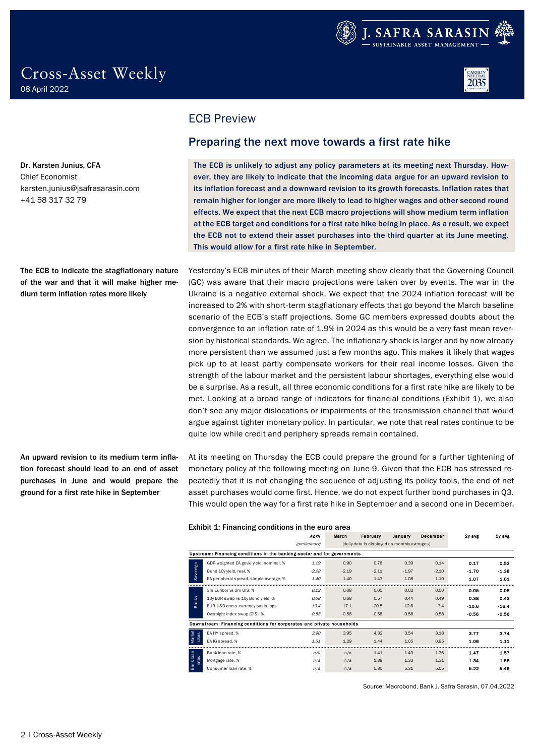# Cross-Asset Weekly

08 April 2022

## ECB Preview

## Preparing the next move towards a first rate hike

**Dr. Karsten Junius, CFA**
Chief Economist
karsten.junius@jsafrasarasin.com
+41 58 317 32 79

**The ECB is unlikely to adjust any policy parameters at its meeting next Thursday. However, they are likely to indicate that the incoming data argue for an upward revision to its inflation forecast and a downward revision to its growth forecasts. Inflation rates that remain higher for longer are more likely to lead to higher wages and other second round effects. We expect that the next ECB macro projections will show medium term inflation at the ECB target and conditions for a first rate hike being in place. As a result, we expect the ECB not to extend their asset purchases into the third quarter at its June meeting. This would allow for a first rate hike in September.**

**The ECB to indicate the stagflationary nature of the war and that it will make higher medium term inflation rates more likely**

Yesterday's ECB minutes of their March meeting show clearly that the Governing Council (GC) was aware that their macro projections were taken over by events. The war in the Ukraine is a negative external shock. We expect that the 2024 inflation forecast will be increased to 2% with short-term stagflationary effects that go beyond the March baseline scenario of the ECB's staff projections. Some GC members expressed doubts about the convergence to an inflation rate of 1.9% in 2024 as this would be a very fast mean reversion by historical standards. We agree. The inflationary shock is larger and by now already more persistent than we assumed just a few months ago. This makes it likely that wages pick up to at least partly compensate workers for their real income losses. Given the strength of the labour market and the persistent labour shortages, everything else would be a surprise. As a result, all three economic conditions for a first rate hike are likely to be met. Looking at a broad range of indicators for financial conditions (Exhibit 1), we also don't see any major dislocations or impairments of the transmission channel that would argue against tighter monetary policy. In particular, we note that real rates continue to be quite low while credit and periphery spreads remain contained.

**An upward revision to its medium term inflation forecast should lead to an end of asset purchases in June and would prepare the ground for a first rate hike in September**

At its meeting on Thursday the ECB could prepare the ground for a further tightening of monetary policy at the following meeting on June 9. Given that the ECB has stressed repeatedly that it is not changing the sequence of adjusting its policy tools, the end of net asset purchases would come first. Hence, we do not expect further bond purchases in Q3. This would open the way for a first rate hike in September and a second one in December.

**Exhibit 1: Financing conditions in the euro area**

| | | *April* *(preliminary)* | March | February | January | December | 2y avg | 5y avg |
|---|---|---|---|---|---|---|---|---|
| | | | (daily data is displayed as monthly averages) | | | | | |
| **Upstream: Financing conditions in the banking sector and for governments** | | | | | | | | |
| Sovereign | GDP-weighted EA govie yield, nominal, % | *1.19* | 0.90 | 0.78 | 0.39 | 0.14 | **0.17** | **0.52** |
| Sovereign | Bund 10y yield, real, % | *-2.28* | -2.19 | -2.11 | -1.97 | -2.10 | **-1.70** | **-1.38** |
| Sovereign | EA peripheral spread, simple average, % | *1.40* | 1.40 | 1.43 | 1.08 | 1.10 | **1.07** | **1.61** |
| Banks | 3m Euribor vs 3m OIS, % | *0.12* | 0.08 | 0.05 | 0.02 | 0.00 | **0.05** | **0.08** |
| Banks | 10y EUR swap vs 10y Bund yield, % | *0.68* | 0.68 | 0.57 | 0.44 | 0.49 | **0.38** | **0.43** |
| Banks | EUR-USD cross-currency basis, bps | *-19.4* | -17.1 | -20.5 | -12.6 | -7.4 | **-10.6** | **-16.4** |
| Banks | Overnight index swap (OIS), % | *-0.58* | -0.58 | -0.58 | -0.58 | -0.58 | **-0.56** | **-0.56** |
| **Downstream: Financing conditions for corporates and private households** | | | | | | | | |
| Market rates | EA HY spread, % | *3.90* | 3.95 | 4.32 | 3.54 | 3.18 | **3.77** | **3.74** |
| Market rates | EA IG spread, % | *1.31* | 1.29 | 1.44 | 1.05 | 0.95 | **1.06** | **1.11** |
| Bank loan rates | Bank loan rate, % | *n/a* | n/a | 1.41 | 1.43 | 1.36 | **1.47** | **1.57** |
| Bank loan rates | Mortgage rate, % | *n/a* | n/a | 1.38 | 1.33 | 1.31 | **1.34** | **1.58** |
| Bank loan rates | Consumer loan rate, % | *n/a* | n/a | 5.30 | 5.31 | 5.05 | **5.22** | **5.46** |

Source: Macrobond, Bank J. Safra Sarasin, 07.04.2022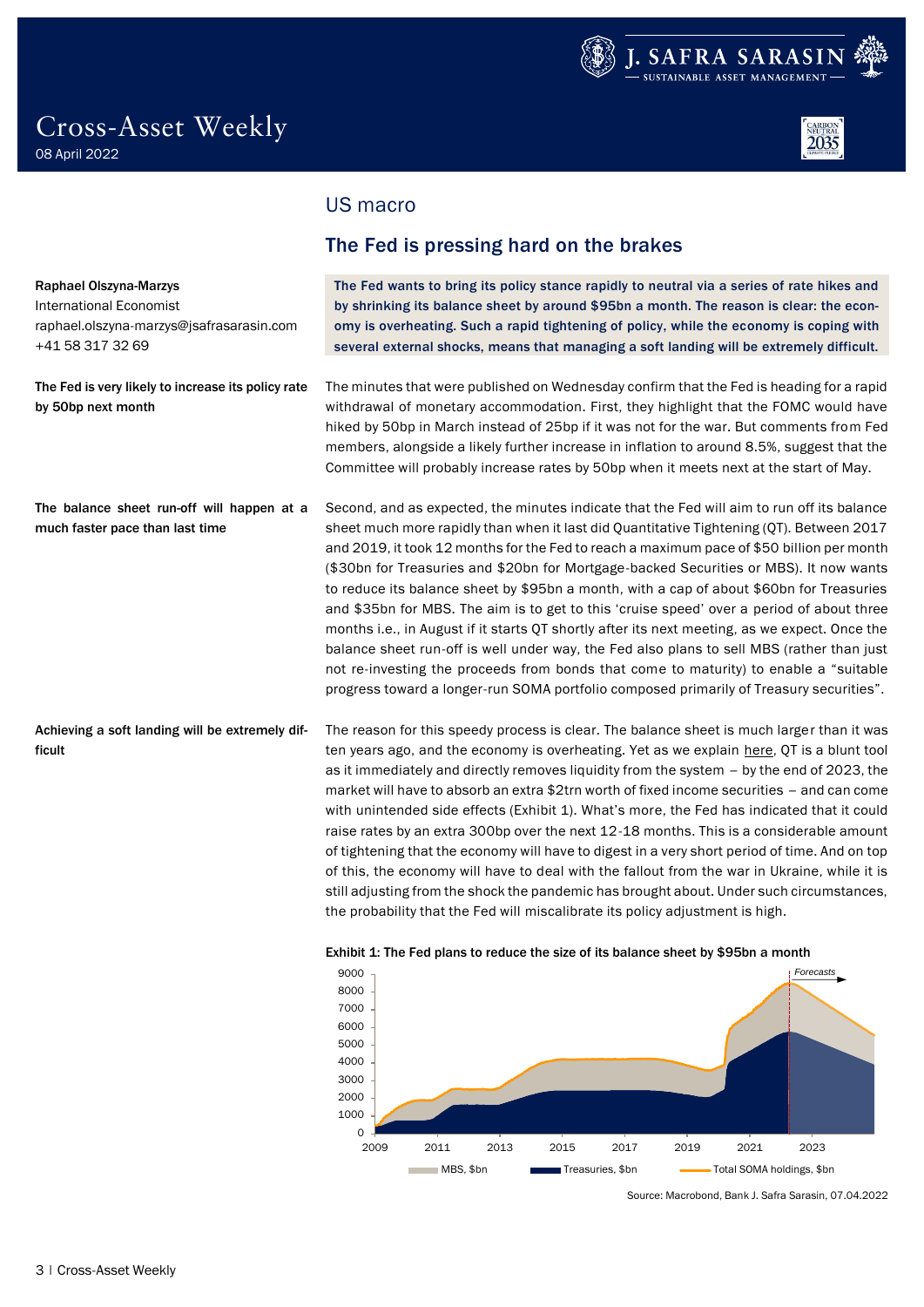# Cross-Asset Weekly
08 April 2022

## US macro

### The Fed is pressing hard on the brakes

Raphael Olszyna-Marzys
International Economist
raphael.olszyna-marzys@jsafrasarasin.com
+41 58 317 32 69

**The Fed wants to bring its policy stance rapidly to neutral via a series of rate hikes and by shrinking its balance sheet by around $95bn a month. The reason is clear: the economy is overheating. Such a rapid tightening of policy, while the economy is coping with several external shocks, means that managing a soft landing will be extremely difficult.**

**The Fed is very likely to increase its policy rate by 50bp next month**

The minutes that were published on Wednesday confirm that the Fed is heading for a rapid withdrawal of monetary accommodation. First, they highlight that the FOMC would have hiked by 50bp in March instead of 25bp if it was not for the war. But comments from Fed members, alongside a likely further increase in inflation to around 8.5%, suggest that the Committee will probably increase rates by 50bp when it meets next at the start of May.

**The balance sheet run-off will happen at a much faster pace than last time**

Second, and as expected, the minutes indicate that the Fed will aim to run off its balance sheet much more rapidly than when it last did Quantitative Tightening (QT). Between 2017 and 2019, it took 12 months for the Fed to reach a maximum pace of $50 billion per month ($30bn for Treasuries and $20bn for Mortgage-backed Securities or MBS). It now wants to reduce its balance sheet by $95bn a month, with a cap of about $60bn for Treasuries and $35bn for MBS. The aim is to get to this 'cruise speed' over a period of about three months i.e., in August if it starts QT shortly after its next meeting, as we expect. Once the balance sheet run-off is well under way, the Fed also plans to sell MBS (rather than just not re-investing the proceeds from bonds that come to maturity) to enable a "suitable progress toward a longer-run SOMA portfolio composed primarily of Treasury securities".

**Achieving a soft landing will be extremely difficult**

The reason for this speedy process is clear. The balance sheet is much larger than it was ten years ago, and the economy is overheating. Yet as we explain here, QT is a blunt tool as it immediately and directly removes liquidity from the system – by the end of 2023, the market will have to absorb an extra $2trn worth of fixed income securities – and can come with unintended side effects (Exhibit 1). What's more, the Fed has indicated that it could raise rates by an extra 300bp over the next 12-18 months. This is a considerable amount of tightening that the economy will have to digest in a very short period of time. And on top of this, the economy will have to deal with the fallout from the war in Ukraine, while it is still adjusting from the shock the pandemic has brought about. Under such circumstances, the probability that the Fed will miscalibrate its policy adjustment is high.

**Exhibit 1: The Fed plans to reduce the size of its balance sheet by $95bn a month**

Legend: MBS, $bn; Treasuries, $bn; Total SOMA holdings, $bn (Forecasts from 2022)

Source: Macrobond, Bank J. Safra Sarasin, 07.04.2022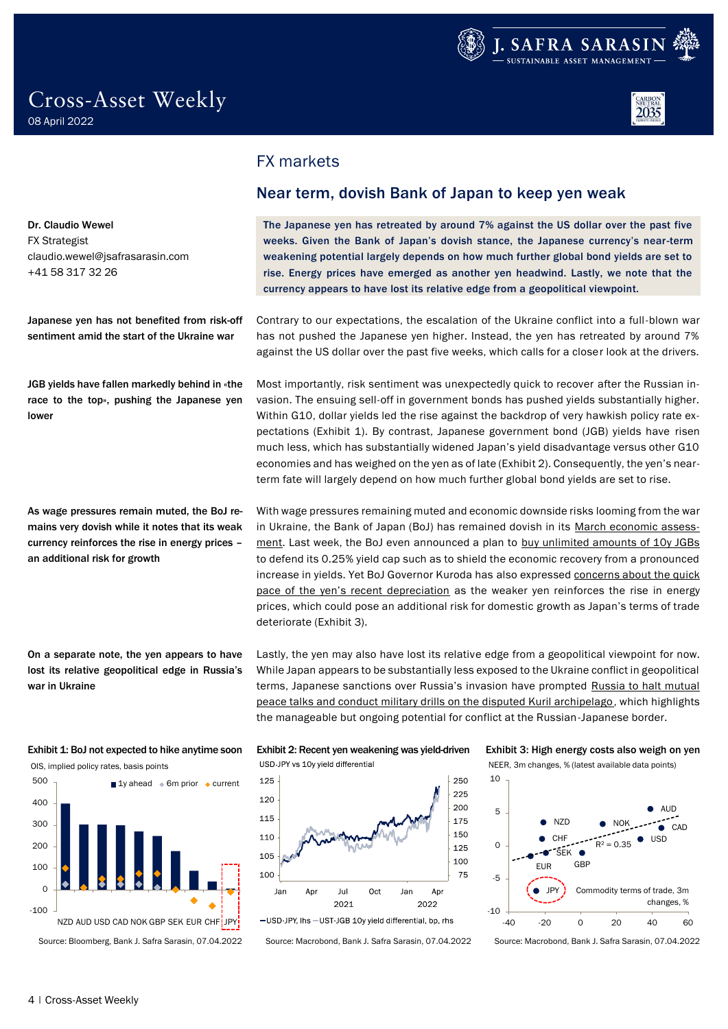# FX markets

## Near term, dovish Bank of Japan to keep yen weak

**Dr. Claudio Wewel**
FX Strategist
claudio.wewel@jsafrasarasin.com
+41 58 317 32 26

**The Japanese yen has retreated by around 7% against the US dollar over the past five weeks. Given the Bank of Japan's dovish stance, the Japanese currency's near-term weakening potential largely depends on how much further global bond yields are set to rise. Energy prices have emerged as another yen headwind. Lastly, we note that the currency appears to have lost its relative edge from a geopolitical viewpoint.**

**Japanese yen has not benefited from risk-off sentiment amid the start of the Ukraine war**

Contrary to our expectations, the escalation of the Ukraine conflict into a full-blown war has not pushed the Japanese yen higher. Instead, the yen has retreated by around 7% against the US dollar over the past five weeks, which calls for a closer look at the drivers.

**JGB yields have fallen markedly behind in «the race to the top», pushing the Japanese yen lower**

Most importantly, risk sentiment was unexpectedly quick to recover after the Russian invasion. The ensuing sell-off in government bonds has pushed yields substantially higher. Within G10, dollar yields led the rise against the backdrop of very hawkish policy rate expectations (Exhibit 1). By contrast, Japanese government bond (JGB) yields have risen much less, which has substantially widened Japan's yield disadvantage versus other G10 economies and has weighed on the yen as of late (Exhibit 2). Consequently, the yen's near-term fate will largely depend on how much further global bond yields are set to rise.

**As wage pressures remain muted, the BoJ remains very dovish while it notes that its weak currency reinforces the rise in energy prices – an additional risk for growth**

With wage pressures remaining muted and economic downside risks looming from the war in Ukraine, the Bank of Japan (BoJ) has remained dovish in its March economic assessment. Last week, the BoJ even announced a plan to buy unlimited amounts of 10y JGBs to defend its 0.25% yield cap such as to shield the economic recovery from a pronounced increase in yields. Yet BoJ Governor Kuroda has also expressed concerns about the quick pace of the yen's recent depreciation as the weaker yen reinforces the rise in energy prices, which could pose an additional risk for domestic growth as Japan's terms of trade deteriorate (Exhibit 3).

**On a separate note, the yen appears to have lost its relative geopolitical edge in Russia's war in Ukraine**

Lastly, the yen may also have lost its relative edge from a geopolitical viewpoint for now. While Japan appears to be substantially less exposed to the Ukraine conflict in geopolitical terms, Japanese sanctions over Russia's invasion have prompted Russia to halt mutual peace talks and conduct military drills on the disputed Kuril archipelago, which highlights the manageable but ongoing potential for conflict at the Russian-Japanese border.

**Exhibit 1: BoJ not expected to hike anytime soon**
OIS, implied policy rates, basis points

Source: Bloomberg, Bank J. Safra Sarasin, 07.04.2022

**Exhibit 2: Recent yen weakening was yield-driven**
USD-JPY vs 10y yield differential

Source: Macrobond, Bank J. Safra Sarasin, 07.04.2022

**Exhibit 3: High energy costs also weigh on yen**
NEER, 3m changes, % (latest available data points)

Source: Macrobond, Bank J. Safra Sarasin, 07.04.2022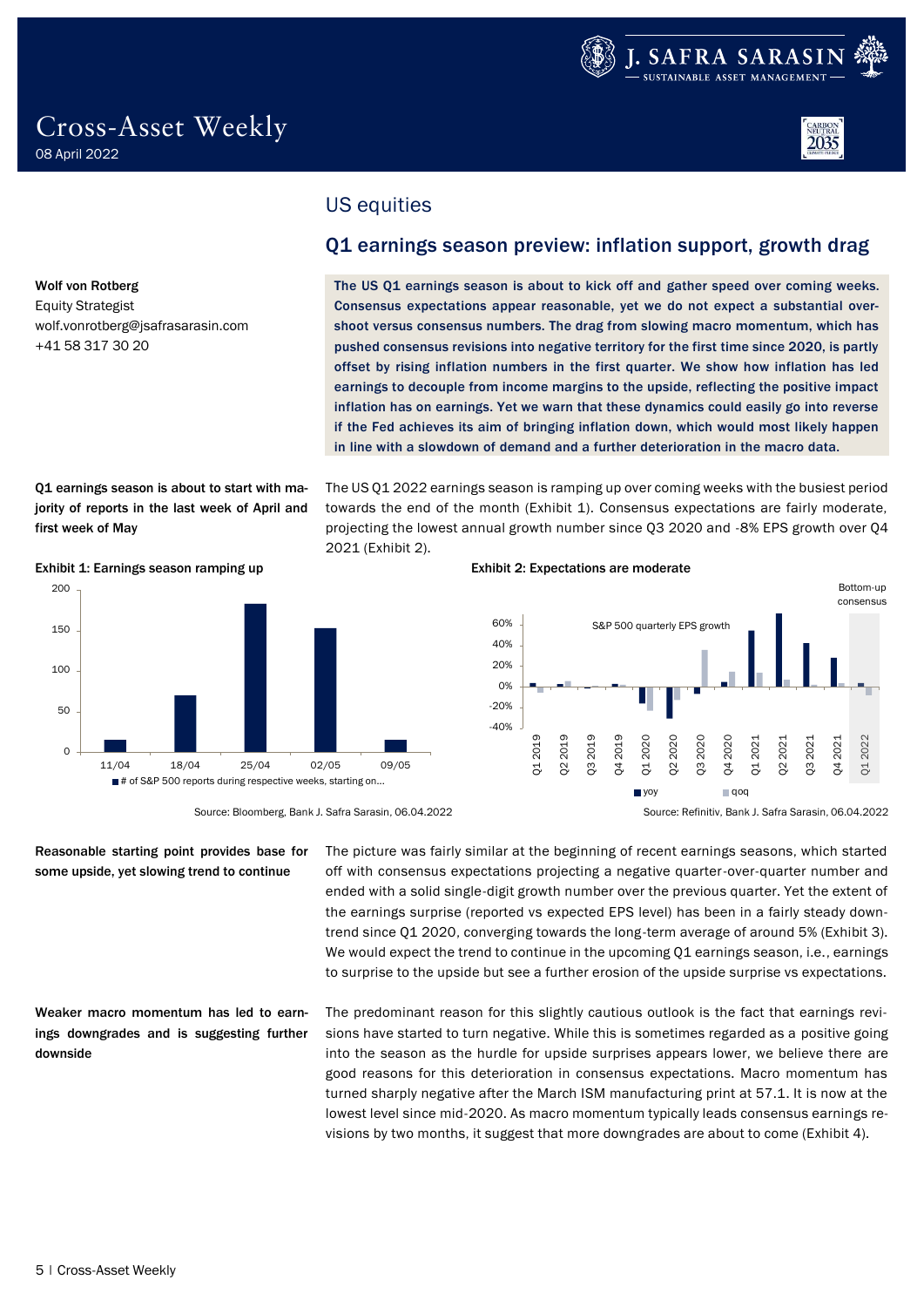# Cross-Asset Weekly

08 April 2022

## US equities

## Q1 earnings season preview: inflation support, growth drag

**Wolf von Rotberg**
Equity Strategist
wolf.vonrotberg@jsafrasarasin.com
+41 58 317 30 20

**The US Q1 earnings season is about to kick off and gather speed over coming weeks. Consensus expectations appear reasonable, yet we do not expect a substantial overshoot versus consensus numbers. The drag from slowing macro momentum, which has pushed consensus revisions into negative territory for the first time since 2020, is partly offset by rising inflation numbers in the first quarter. We show how inflation has led earnings to decouple from income margins to the upside, reflecting the positive impact inflation has on earnings. Yet we warn that these dynamics could easily go into reverse if the Fed achieves its aim of bringing inflation down, which would most likely happen in line with a slowdown of demand and a further deterioration in the macro data.**

**Q1 earnings season is about to start with majority of reports in the last week of April and first week of May**

The US Q1 2022 earnings season is ramping up over coming weeks with the busiest period towards the end of the month (Exhibit 1). Consensus expectations are fairly moderate, projecting the lowest annual growth number since Q3 2020 and -8% EPS growth over Q4 2021 (Exhibit 2).

**Exhibit 1: Earnings season ramping up**

Source: Bloomberg, Bank J. Safra Sarasin, 06.04.2022

**Exhibit 2: Expectations are moderate**

Source: Refinitiv, Bank J. Safra Sarasin, 06.04.2022

**Reasonable starting point provides base for some upside, yet slowing trend to continue**

The picture was fairly similar at the beginning of recent earnings seasons, which started off with consensus expectations projecting a negative quarter-over-quarter number and ended with a solid single-digit growth number over the previous quarter. Yet the extent of the earnings surprise (reported vs expected EPS level) has been in a fairly steady downtrend since Q1 2020, converging towards the long-term average of around 5% (Exhibit 3). We would expect the trend to continue in the upcoming Q1 earnings season, i.e., earnings to surprise to the upside but see a further erosion of the upside surprise vs expectations.

**Weaker macro momentum has led to earnings downgrades and is suggesting further downside**

The predominant reason for this slightly cautious outlook is the fact that earnings revisions have started to turn negative. While this is sometimes regarded as a positive going into the season as the hurdle for upside surprises appears lower, we believe there are good reasons for this deterioration in consensus expectations. Macro momentum has turned sharply negative after the March ISM manufacturing print at 57.1. It is now at the lowest level since mid-2020. As macro momentum typically leads consensus earnings revisions by two months, it suggest that more downgrades are about to come (Exhibit 4).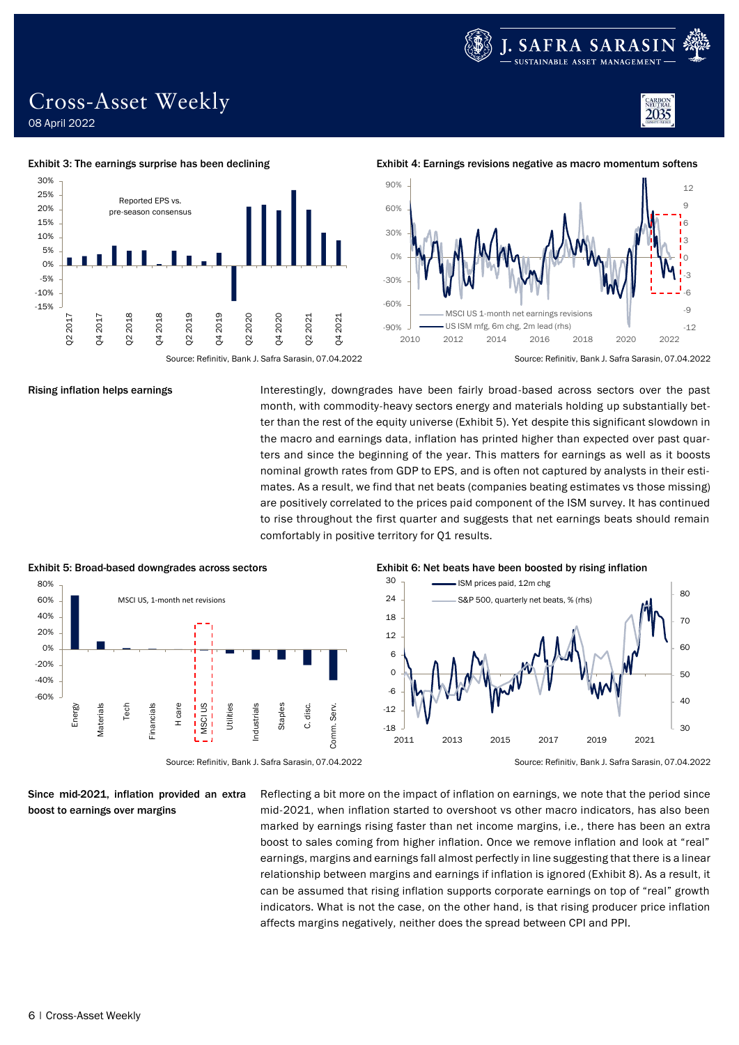**Exhibit 3: The earnings surprise has been declining**

Source: Refinitiv, Bank J. Safra Sarasin, 07.04.2022

**Exhibit 4: Earnings revisions negative as macro momentum softens**

Source: Refinitiv, Bank J. Safra Sarasin, 07.04.2022

**Rising inflation helps earnings**

Interestingly, downgrades have been fairly broad-based across sectors over the past month, with commodity-heavy sectors energy and materials holding up substantially better than the rest of the equity universe (Exhibit 5). Yet despite this significant slowdown in the macro and earnings data, inflation has printed higher than expected over past quarters and since the beginning of the year. This matters for earnings as well as it boosts nominal growth rates from GDP to EPS, and is often not captured by analysts in their estimates. As a result, we find that net beats (companies beating estimates vs those missing) are positively correlated to the prices paid component of the ISM survey. It has continued to rise throughout the first quarter and suggests that net earnings beats should remain comfortably in positive territory for Q1 results.

**Exhibit 5: Broad-based downgrades across sectors**

Source: Refinitiv, Bank J. Safra Sarasin, 07.04.2022

**Exhibit 6: Net beats have been boosted by rising inflation**

Source: Refinitiv, Bank J. Safra Sarasin, 07.04.2022

**Since mid-2021, inflation provided an extra boost to earnings over margins**

Reflecting a bit more on the impact of inflation on earnings, we note that the period since mid-2021, when inflation started to overshoot vs other macro indicators, has also been marked by earnings rising faster than net income margins, i.e., there has been an extra boost to sales coming from higher inflation. Once we remove inflation and look at "real" earnings, margins and earnings fall almost perfectly in line suggesting that there is a linear relationship between margins and earnings if inflation is ignored (Exhibit 8). As a result, it can be assumed that rising inflation supports corporate earnings on top of "real" growth indicators. What is not the case, on the other hand, is that rising producer price inflation affects margins negatively, neither does the spread between CPI and PPI.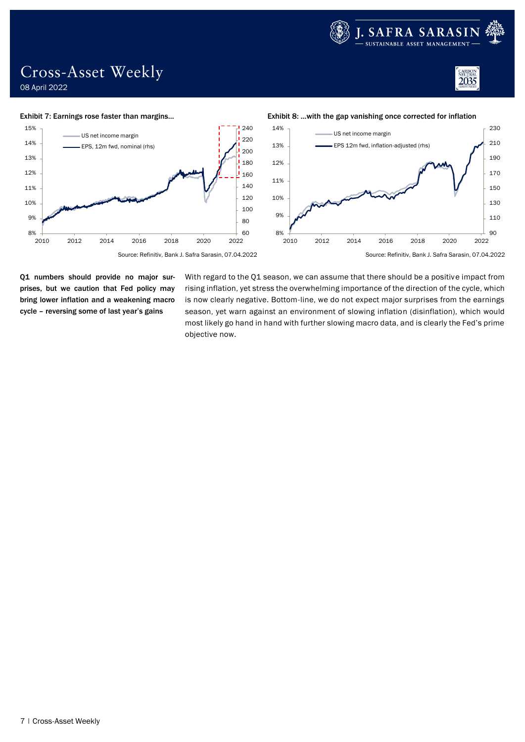**Exhibit 7: Earnings rose faster than margins…**

Source: Refinitiv, Bank J. Safra Sarasin, 07.04.2022

**Exhibit 8: …with the gap vanishing once corrected for inflation**

Source: Refinitiv, Bank J. Safra Sarasin, 07.04.2022

**Q1 numbers should provide no major surprises, but we caution that Fed policy may bring lower inflation and a weakening macro cycle – reversing some of last year's gains**

With regard to the Q1 season, we can assume that there should be a positive impact from rising inflation, yet stress the overwhelming importance of the direction of the cycle, which is now clearly negative. Bottom-line, we do not expect major surprises from the earnings season, yet warn against an environment of slowing inflation (disinflation), which would most likely go hand in hand with further slowing macro data, and is clearly the Fed's prime objective now.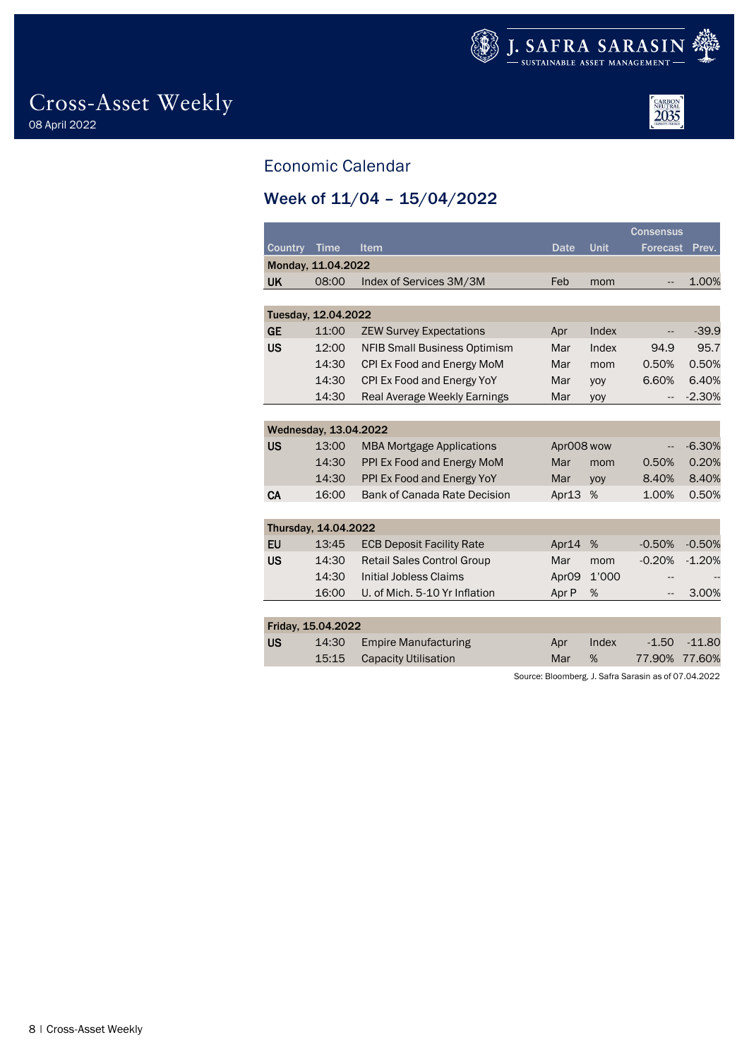## Economic Calendar

### Week of 11/04 – 15/04/2022

| Country | Time | Item | Date | Unit | Consensus Forecast | Prev. |
|---|---|---|---|---|---|---|
| **Monday, 11.04.2022** | | | | | | |
| UK | 08:00 | Index of Services 3M/3M | Feb | mom | -- | 1.00% |
| **Tuesday, 12.04.2022** | | | | | | |
| GE | 11:00 | ZEW Survey Expectations | Apr | Index | -- | -39.9 |
| US | 12:00 | NFIB Small Business Optimism | Mar | Index | 94.9 | 95.7 |
| | 14:30 | CPI Ex Food and Energy MoM | Mar | mom | 0.50% | 0.50% |
| | 14:30 | CPI Ex Food and Energy YoY | Mar | yoy | 6.60% | 6.40% |
| | 14:30 | Real Average Weekly Earnings | Mar | yoy | -- | -2.30% |
| **Wednesday, 13.04.2022** | | | | | | |
| US | 13:00 | MBA Mortgage Applications | Apr008 | wow | -- | -6.30% |
| | 14:30 | PPI Ex Food and Energy MoM | Mar | mom | 0.50% | 0.20% |
| | 14:30 | PPI Ex Food and Energy YoY | Mar | yoy | 8.40% | 8.40% |
| CA | 16:00 | Bank of Canada Rate Decision | Apr13 | % | 1.00% | 0.50% |
| **Thursday, 14.04.2022** | | | | | | |
| EU | 13:45 | ECB Deposit Facility Rate | Apr14 | % | -0.50% | -0.50% |
| US | 14:30 | Retail Sales Control Group | Mar | mom | -0.20% | -1.20% |
| | 14:30 | Initial Jobless Claims | Apr09 | 1'000 | -- | -- |
| | 16:00 | U. of Mich. 5-10 Yr Inflation | Apr P | % | -- | 3.00% |
| **Friday, 15.04.2022** | | | | | | |
| US | 14:30 | Empire Manufacturing | Apr | Index | -1.50 | -11.80 |
| | 15:15 | Capacity Utilisation | Mar | % | 77.90% | 77.60% |

Source: Bloomberg, J. Safra Sarasin as of 07.04.2022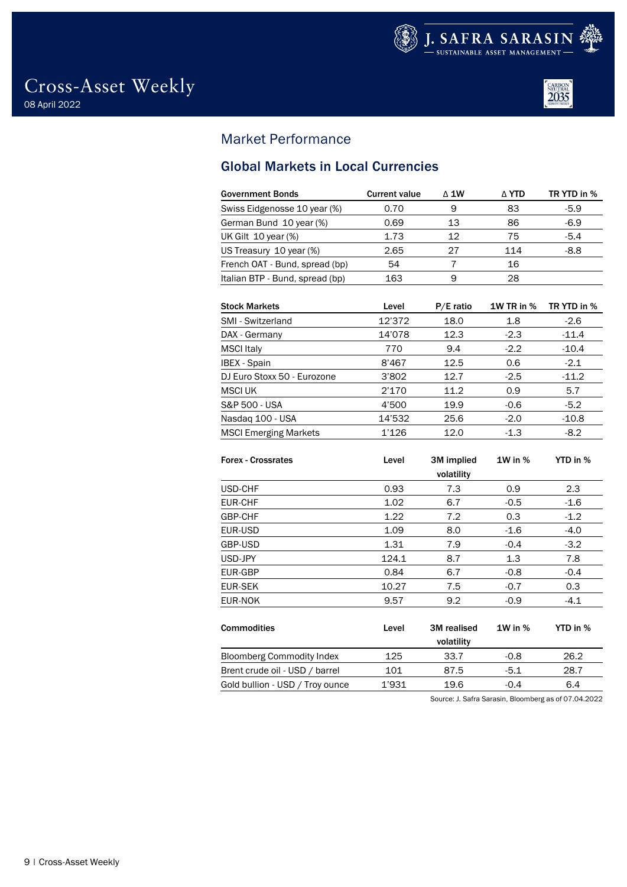## Market Performance

### Global Markets in Local Currencies

| Government Bonds | Current value | Δ 1W | Δ YTD | TR YTD in % |
|---|---|---|---|---|
| Swiss Eidgenosse 10 year (%) | 0.70 | 9 | 83 | -5.9 |
| German Bund 10 year (%) | 0.69 | 13 | 86 | -6.9 |
| UK Gilt 10 year (%) | 1.73 | 12 | 75 | -5.4 |
| US Treasury 10 year (%) | 2.65 | 27 | 114 | -8.8 |
| French OAT - Bund, spread (bp) | 54 | 7 | 16 | |
| Italian BTP - Bund, spread (bp) | 163 | 9 | 28 | |

| Stock Markets | Level | P/E ratio | 1W TR in % | TR YTD in % |
|---|---|---|---|---|
| SMI - Switzerland | 12'372 | 18.0 | 1.8 | -2.6 |
| DAX - Germany | 14'078 | 12.3 | -2.3 | -11.4 |
| MSCI Italy | 770 | 9.4 | -2.2 | -10.4 |
| IBEX - Spain | 8'467 | 12.5 | 0.6 | -2.1 |
| DJ Euro Stoxx 50 - Eurozone | 3'802 | 12.7 | -2.5 | -11.2 |
| MSCI UK | 2'170 | 11.2 | 0.9 | 5.7 |
| S&P 500 - USA | 4'500 | 19.9 | -0.6 | -5.2 |
| Nasdaq 100 - USA | 14'532 | 25.6 | -2.0 | -10.8 |
| MSCI Emerging Markets | 1'126 | 12.0 | -1.3 | -8.2 |

| Forex - Crossrates | Level | 3M implied volatility | 1W in % | YTD in % |
|---|---|---|---|---|
| USD-CHF | 0.93 | 7.3 | 0.9 | 2.3 |
| EUR-CHF | 1.02 | 6.7 | -0.5 | -1.6 |
| GBP-CHF | 1.22 | 7.2 | 0.3 | -1.2 |
| EUR-USD | 1.09 | 8.0 | -1.6 | -4.0 |
| GBP-USD | 1.31 | 7.9 | -0.4 | -3.2 |
| USD-JPY | 124.1 | 8.7 | 1.3 | 7.8 |
| EUR-GBP | 0.84 | 6.7 | -0.8 | -0.4 |
| EUR-SEK | 10.27 | 7.5 | -0.7 | 0.3 |
| EUR-NOK | 9.57 | 9.2 | -0.9 | -4.1 |

| Commodities | Level | 3M realised volatility | 1W in % | YTD in % |
|---|---|---|---|---|
| Bloomberg Commodity Index | 125 | 33.7 | -0.8 | 26.2 |
| Brent crude oil - USD / barrel | 101 | 87.5 | -5.1 | 28.7 |
| Gold bullion - USD / Troy ounce | 1'931 | 19.6 | -0.4 | 6.4 |

Source: J. Safra Sarasin, Bloomberg as of 07.04.2022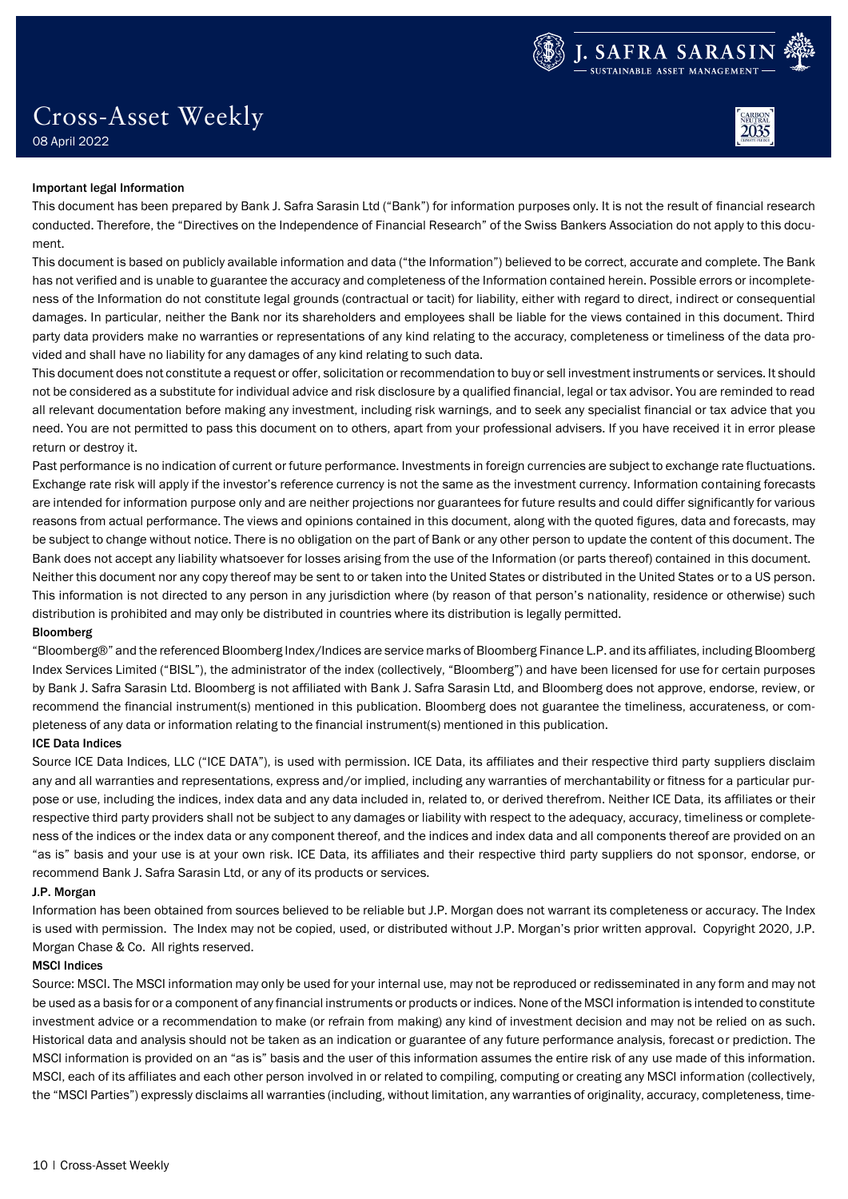#### Important legal Information

This document has been prepared by Bank J. Safra Sarasin Ltd ("Bank") for information purposes only. It is not the result of financial research conducted. Therefore, the "Directives on the Independence of Financial Research" of the Swiss Bankers Association do not apply to this document.

This document is based on publicly available information and data ("the Information") believed to be correct, accurate and complete. The Bank has not verified and is unable to guarantee the accuracy and completeness of the Information contained herein. Possible errors or incompleteness of the Information do not constitute legal grounds (contractual or tacit) for liability, either with regard to direct, indirect or consequential damages. In particular, neither the Bank nor its shareholders and employees shall be liable for the views contained in this document. Third party data providers make no warranties or representations of any kind relating to the accuracy, completeness or timeliness of the data provided and shall have no liability for any damages of any kind relating to such data.

This document does not constitute a request or offer, solicitation or recommendation to buy or sell investment instruments or services. It should not be considered as a substitute for individual advice and risk disclosure by a qualified financial, legal or tax advisor. You are reminded to read all relevant documentation before making any investment, including risk warnings, and to seek any specialist financial or tax advice that you need. You are not permitted to pass this document on to others, apart from your professional advisers. If you have received it in error please return or destroy it.

Past performance is no indication of current or future performance. Investments in foreign currencies are subject to exchange rate fluctuations. Exchange rate risk will apply if the investor's reference currency is not the same as the investment currency. Information containing forecasts are intended for information purpose only and are neither projections nor guarantees for future results and could differ significantly for various reasons from actual performance. The views and opinions contained in this document, along with the quoted figures, data and forecasts, may be subject to change without notice. There is no obligation on the part of Bank or any other person to update the content of this document. The Bank does not accept any liability whatsoever for losses arising from the use of the Information (or parts thereof) contained in this document.

Neither this document nor any copy thereof may be sent to or taken into the United States or distributed in the United States or to a US person. This information is not directed to any person in any jurisdiction where (by reason of that person's nationality, residence or otherwise) such distribution is prohibited and may only be distributed in countries where its distribution is legally permitted.

#### Bloomberg

"Bloomberg®" and the referenced Bloomberg Index/Indices are service marks of Bloomberg Finance L.P. and its affiliates, including Bloomberg Index Services Limited ("BISL"), the administrator of the index (collectively, "Bloomberg") and have been licensed for use for certain purposes by Bank J. Safra Sarasin Ltd. Bloomberg is not affiliated with Bank J. Safra Sarasin Ltd, and Bloomberg does not approve, endorse, review, or recommend the financial instrument(s) mentioned in this publication. Bloomberg does not guarantee the timeliness, accurateness, or completeness of any data or information relating to the financial instrument(s) mentioned in this publication.

#### ICE Data Indices

Source ICE Data Indices, LLC ("ICE DATA"), is used with permission. ICE Data, its affiliates and their respective third party suppliers disclaim any and all warranties and representations, express and/or implied, including any warranties of merchantability or fitness for a particular purpose or use, including the indices, index data and any data included in, related to, or derived therefrom. Neither ICE Data, its affiliates or their respective third party providers shall not be subject to any damages or liability with respect to the adequacy, accuracy, timeliness or completeness of the indices or the index data or any component thereof, and the indices and index data and all components thereof are provided on an "as is" basis and your use is at your own risk. ICE Data, its affiliates and their respective third party suppliers do not sponsor, endorse, or recommend Bank J. Safra Sarasin Ltd, or any of its products or services.

#### J.P. Morgan

Information has been obtained from sources believed to be reliable but J.P. Morgan does not warrant its completeness or accuracy. The Index is used with permission. The Index may not be copied, used, or distributed without J.P. Morgan's prior written approval. Copyright 2020, J.P. Morgan Chase & Co. All rights reserved.

#### MSCI Indices

Source: MSCI. The MSCI information may only be used for your internal use, may not be reproduced or redisseminated in any form and may not be used as a basis for or a component of any financial instruments or products or indices. None of the MSCI information is intended to constitute investment advice or a recommendation to make (or refrain from making) any kind of investment decision and may not be relied on as such. Historical data and analysis should not be taken as an indication or guarantee of any future performance analysis, forecast or prediction. The MSCI information is provided on an "as is" basis and the user of this information assumes the entire risk of any use made of this information. MSCI, each of its affiliates and each other person involved in or related to compiling, computing or creating any MSCI information (collectively, the "MSCI Parties") expressly disclaims all warranties (including, without limitation, any warranties of originality, accuracy, completeness, time-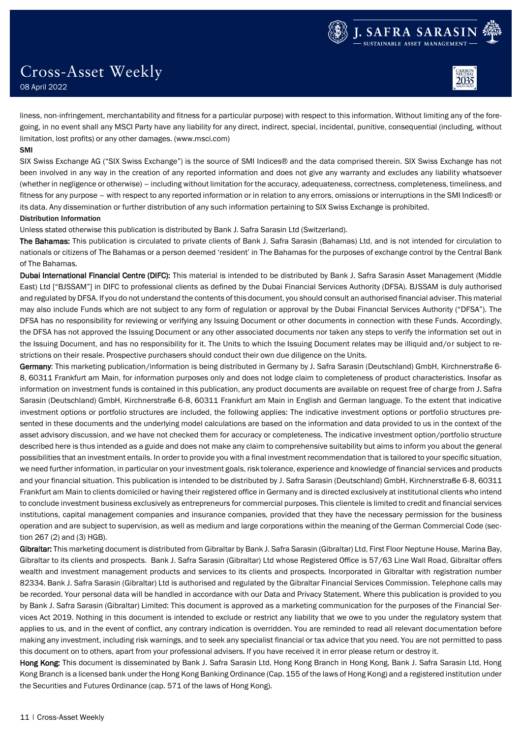liness, non-infringement, merchantability and fitness for a particular purpose) with respect to this information. Without limiting any of the foregoing, in no event shall any MSCI Party have any liability for any direct, indirect, special, incidental, punitive, consequential (including, without limitation, lost profits) or any other damages. (www.msci.com)

**SMI**

SIX Swiss Exchange AG ("SIX Swiss Exchange") is the source of SMI Indices® and the data comprised therein. SIX Swiss Exchange has not been involved in any way in the creation of any reported information and does not give any warranty and excludes any liability whatsoever (whether in negligence or otherwise) – including without limitation for the accuracy, adequateness, correctness, completeness, timeliness, and fitness for any purpose – with respect to any reported information or in relation to any errors, omissions or interruptions in the SMI Indices® or its data. Any dissemination or further distribution of any such information pertaining to SIX Swiss Exchange is prohibited.

**Distribution Information**

Unless stated otherwise this publication is distributed by Bank J. Safra Sarasin Ltd (Switzerland).

**The Bahamas:** This publication is circulated to private clients of Bank J. Safra Sarasin (Bahamas) Ltd, and is not intended for circulation to nationals or citizens of The Bahamas or a person deemed 'resident' in The Bahamas for the purposes of exchange control by the Central Bank of The Bahamas.

**Dubai International Financial Centre (DIFC):** This material is intended to be distributed by Bank J. Safra Sarasin Asset Management (Middle East) Ltd ["BJSSAM"] in DIFC to professional clients as defined by the Dubai Financial Services Authority (DFSA). BJSSAM is duly authorised and regulated by DFSA. If you do not understand the contents of this document, you should consult an authorised financial adviser. This material may also include Funds which are not subject to any form of regulation or approval by the Dubai Financial Services Authority ("DFSA"). The DFSA has no responsibility for reviewing or verifying any Issuing Document or other documents in connection with these Funds. Accordingly, the DFSA has not approved the Issuing Document or any other associated documents nor taken any steps to verify the information set out in the Issuing Document, and has no responsibility for it. The Units to which the Issuing Document relates may be illiquid and/or subject to restrictions on their resale. Prospective purchasers should conduct their own due diligence on the Units.

**Germany**: This marketing publication/information is being distributed in Germany by J. Safra Sarasin (Deutschland) GmbH, Kirchnerstraße 6-8, 60311 Frankfurt am Main, for information purposes only and does not lodge claim to completeness of product characteristics. Insofar as information on investment funds is contained in this publication, any product documents are available on request free of charge from J. Safra Sarasin (Deutschland) GmbH, Kirchnerstraße 6-8, 60311 Frankfurt am Main in English and German language. To the extent that indicative investment options or portfolio structures are included, the following applies: The indicative investment options or portfolio structures presented in these documents and the underlying model calculations are based on the information and data provided to us in the context of the asset advisory discussion, and we have not checked them for accuracy or completeness. The indicative investment option/portfolio structure described here is thus intended as a guide and does not make any claim to comprehensive suitability but aims to inform you about the general possibilities that an investment entails. In order to provide you with a final investment recommendation that is tailored to your specific situation, we need further information, in particular on your investment goals, risk tolerance, experience and knowledge of financial services and products and your financial situation. This publication is intended to be distributed by J. Safra Sarasin (Deutschland) GmbH, Kirchnerstraße 6-8, 60311 Frankfurt am Main to clients domiciled or having their registered office in Germany and is directed exclusively at institutional clients who intend to conclude investment business exclusively as entrepreneurs for commercial purposes. This clientele is limited to credit and financial services institutions, capital management companies and insurance companies, provided that they have the necessary permission for the business operation and are subject to supervision, as well as medium and large corporations within the meaning of the German Commercial Code (section 267 (2) and (3) HGB).

**Gibraltar:** This marketing document is distributed from Gibraltar by Bank J. Safra Sarasin (Gibraltar) Ltd, First Floor Neptune House, Marina Bay, Gibraltar to its clients and prospects. Bank J. Safra Sarasin (Gibraltar) Ltd whose Registered Office is 57/63 Line Wall Road, Gibraltar offers wealth and investment management products and services to its clients and prospects. Incorporated in Gibraltar with registration number 82334. Bank J. Safra Sarasin (Gibraltar) Ltd is authorised and regulated by the Gibraltar Financial Services Commission. Telephone calls may be recorded. Your personal data will be handled in accordance with our Data and Privacy Statement. Where this publication is provided to you by Bank J. Safra Sarasin (Gibraltar) Limited: This document is approved as a marketing communication for the purposes of the Financial Services Act 2019. Nothing in this document is intended to exclude or restrict any liability that we owe to you under the regulatory system that applies to us, and in the event of conflict, any contrary indication is overridden. You are reminded to read all relevant documentation before making any investment, including risk warnings, and to seek any specialist financial or tax advice that you need. You are not permitted to pass this document on to others, apart from your professional advisers. If you have received it in error please return or destroy it.

**Hong Kong:** This document is disseminated by Bank J. Safra Sarasin Ltd, Hong Kong Branch in Hong Kong. Bank J. Safra Sarasin Ltd, Hong Kong Branch is a licensed bank under the Hong Kong Banking Ordinance (Cap. 155 of the laws of Hong Kong) and a registered institution under the Securities and Futures Ordinance (cap. 571 of the laws of Hong Kong).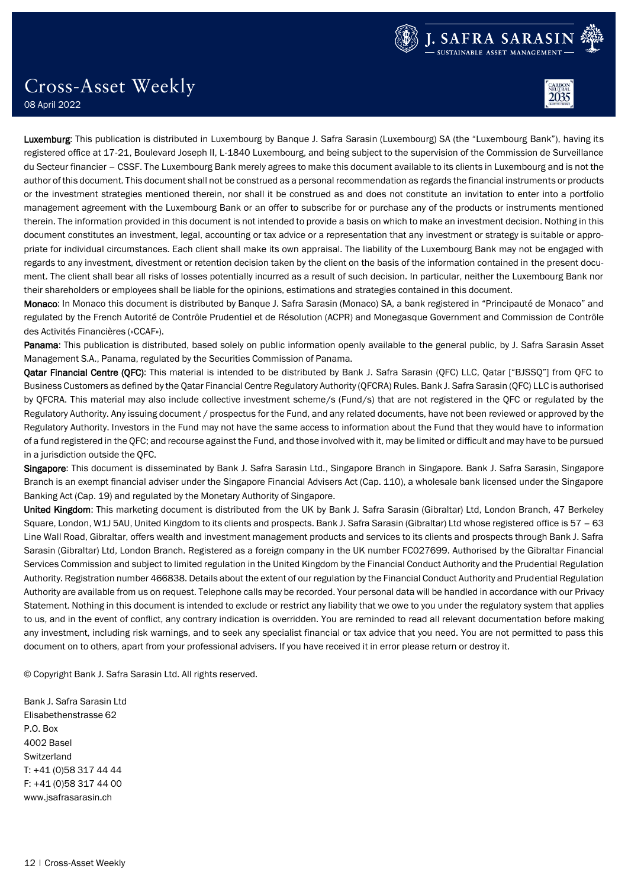**Luxemburg**: This publication is distributed in Luxembourg by Banque J. Safra Sarasin (Luxembourg) SA (the "Luxembourg Bank"), having its registered office at 17-21, Boulevard Joseph II, L-1840 Luxembourg, and being subject to the supervision of the Commission de Surveillance du Secteur financier – CSSF. The Luxembourg Bank merely agrees to make this document available to its clients in Luxembourg and is not the author of this document. This document shall not be construed as a personal recommendation as regards the financial instruments or products or the investment strategies mentioned therein, nor shall it be construed as and does not constitute an invitation to enter into a portfolio management agreement with the Luxembourg Bank or an offer to subscribe for or purchase any of the products or instruments mentioned therein. The information provided in this document is not intended to provide a basis on which to make an investment decision. Nothing in this document constitutes an investment, legal, accounting or tax advice or a representation that any investment or strategy is suitable or appropriate for individual circumstances. Each client shall make its own appraisal. The liability of the Luxembourg Bank may not be engaged with regards to any investment, divestment or retention decision taken by the client on the basis of the information contained in the present document. The client shall bear all risks of losses potentially incurred as a result of such decision. In particular, neither the Luxembourg Bank nor their shareholders or employees shall be liable for the opinions, estimations and strategies contained in this document.

**Monaco**: In Monaco this document is distributed by Banque J. Safra Sarasin (Monaco) SA, a bank registered in "Principauté de Monaco" and regulated by the French Autorité de Contrôle Prudentiel et de Résolution (ACPR) and Monegasque Government and Commission de Contrôle des Activités Financières («CCAF»).

**Panama**: This publication is distributed, based solely on public information openly available to the general public, by J. Safra Sarasin Asset Management S.A., Panama, regulated by the Securities Commission of Panama.

**Qatar Financial Centre (QFC)**: This material is intended to be distributed by Bank J. Safra Sarasin (QFC) LLC, Qatar ["BJSSQ"] from QFC to Business Customers as defined by the Qatar Financial Centre Regulatory Authority (QFCRA) Rules. Bank J. Safra Sarasin (QFC) LLC is authorised by QFCRA. This material may also include collective investment scheme/s (Fund/s) that are not registered in the QFC or regulated by the Regulatory Authority. Any issuing document / prospectus for the Fund, and any related documents, have not been reviewed or approved by the Regulatory Authority. Investors in the Fund may not have the same access to information about the Fund that they would have to information of a fund registered in the QFC; and recourse against the Fund, and those involved with it, may be limited or difficult and may have to be pursued in a jurisdiction outside the QFC.

**Singapore**: This document is disseminated by Bank J. Safra Sarasin Ltd., Singapore Branch in Singapore. Bank J. Safra Sarasin, Singapore Branch is an exempt financial adviser under the Singapore Financial Advisers Act (Cap. 110), a wholesale bank licensed under the Singapore Banking Act (Cap. 19) and regulated by the Monetary Authority of Singapore.

**United Kingdom**: This marketing document is distributed from the UK by Bank J. Safra Sarasin (Gibraltar) Ltd, London Branch, 47 Berkeley Square, London, W1J 5AU, United Kingdom to its clients and prospects. Bank J. Safra Sarasin (Gibraltar) Ltd whose registered office is 57 – 63 Line Wall Road, Gibraltar, offers wealth and investment management products and services to its clients and prospects through Bank J. Safra Sarasin (Gibraltar) Ltd, London Branch. Registered as a foreign company in the UK number FC027699. Authorised by the Gibraltar Financial Services Commission and subject to limited regulation in the United Kingdom by the Financial Conduct Authority and the Prudential Regulation Authority. Registration number 466838. Details about the extent of our regulation by the Financial Conduct Authority and Prudential Regulation Authority are available from us on request. Telephone calls may be recorded. Your personal data will be handled in accordance with our Privacy Statement. Nothing in this document is intended to exclude or restrict any liability that we owe to you under the regulatory system that applies to us, and in the event of conflict, any contrary indication is overridden. You are reminded to read all relevant documentation before making any investment, including risk warnings, and to seek any specialist financial or tax advice that you need. You are not permitted to pass this document on to others, apart from your professional advisers. If you have received it in error please return or destroy it.

© Copyright Bank J. Safra Sarasin Ltd. All rights reserved.

Bank J. Safra Sarasin Ltd
Elisabethenstrasse 62
P.O. Box
4002 Basel
Switzerland
T: +41 (0)58 317 44 44
F: +41 (0)58 317 44 00
www.jsafrasarasin.ch